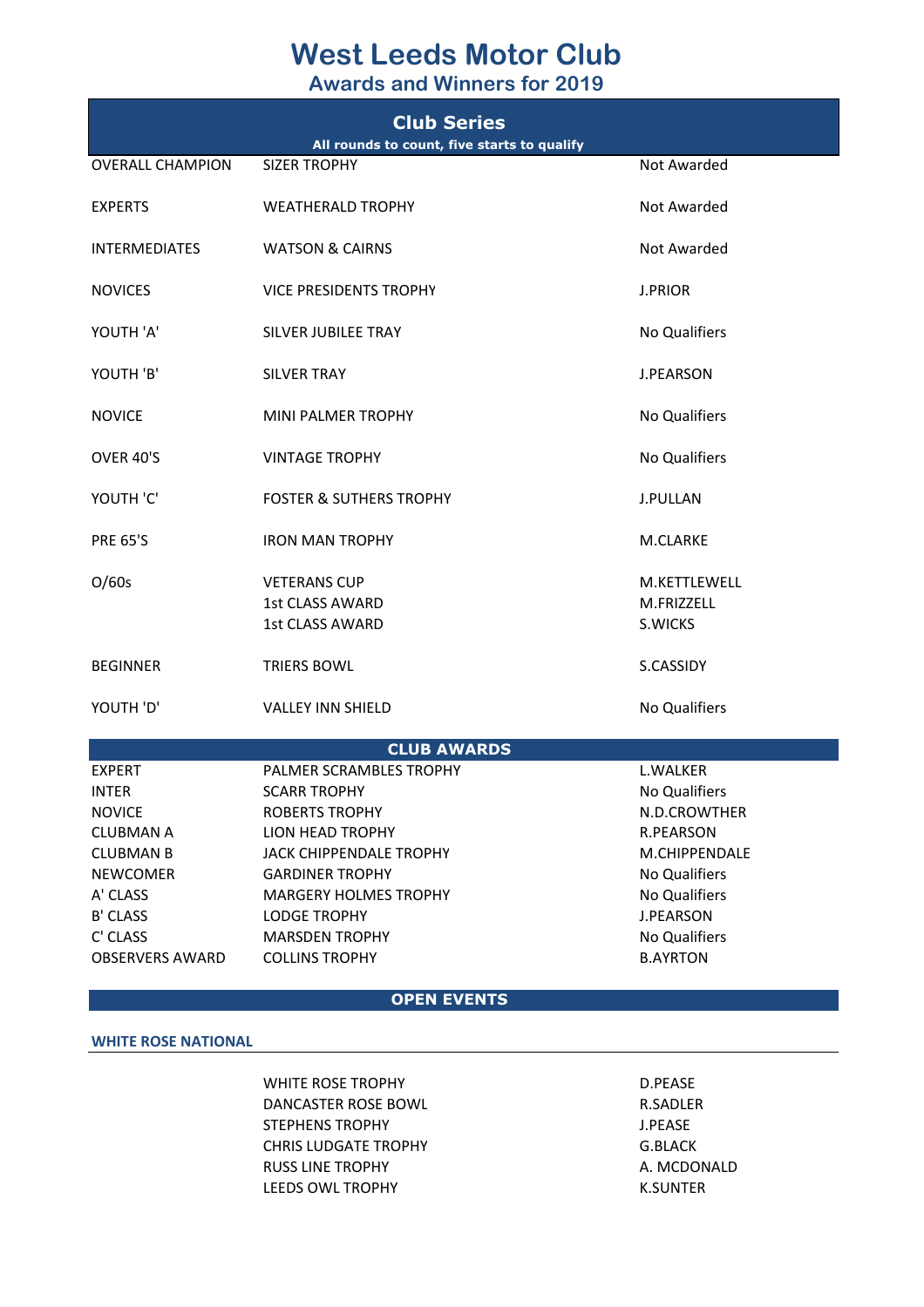# West Leeds Motor Club

## Awards and Winners for 2019

### Club Series

**All rounds to count, five starts to qualify**

| | | |
|---|---|---|
| OVERALL CHAMPION | SIZER TROPHY | Not Awarded |
| EXPERTS | WEATHERALD TROPHY | Not Awarded |
| INTERMEDIATES | WATSON & CAIRNS | Not Awarded |
| NOVICES | VICE PRESIDENTS TROPHY | J.PRIOR |
| YOUTH 'A' | SILVER JUBILEE TRAY | No Qualifiers |
| YOUTH 'B' | SILVER TRAY | J.PEARSON |
| NOVICE | MINI PALMER TROPHY | No Qualifiers |
| OVER 40'S | VINTAGE TROPHY | No Qualifiers |
| YOUTH 'C' | FOSTER & SUTHERS TROPHY | J.PULLAN |
| PRE 65'S | IRON MAN TROPHY | M.CLARKE |
| O/60s | VETERANS CUP | M.KETTLEWELL |
| | 1st CLASS AWARD | M.FRIZZELL |
| | 1st CLASS AWARD | S.WICKS |
| BEGINNER | TRIERS BOWL | S.CASSIDY |
| YOUTH 'D' | VALLEY INN SHIELD | No Qualifiers |

### CLUB AWARDS

| | | |
|---|---|---|
| EXPERT | PALMER SCRAMBLES TROPHY | L.WALKER |
| INTER | SCARR TROPHY | No Qualifiers |
| NOVICE | ROBERTS TROPHY | N.D.CROWTHER |
| CLUBMAN A | LION HEAD TROPHY | R.PEARSON |
| CLUBMAN B | JACK CHIPPENDALE TROPHY | M.CHIPPENDALE |
| NEWCOMER | GARDINER TROPHY | No Qualifiers |
| A' CLASS | MARGERY HOLMES TROPHY | No Qualifiers |
| B' CLASS | LODGE TROPHY | J.PEARSON |
| C' CLASS | MARSDEN TROPHY | No Qualifiers |
| OBSERVERS AWARD | COLLINS TROPHY | B.AYRTON |

### OPEN EVENTS

#### WHITE ROSE NATIONAL

| | |
|---|---|
| WHITE ROSE TROPHY | D.PEASE |
| DANCASTER ROSE BOWL | R.SADLER |
| STEPHENS TROPHY | J.PEASE |
| CHRIS LUDGATE TROPHY | G.BLACK |
| RUSS LINE TROPHY | A. MCDONALD |
| LEEDS OWL TROPHY | K.SUNTER |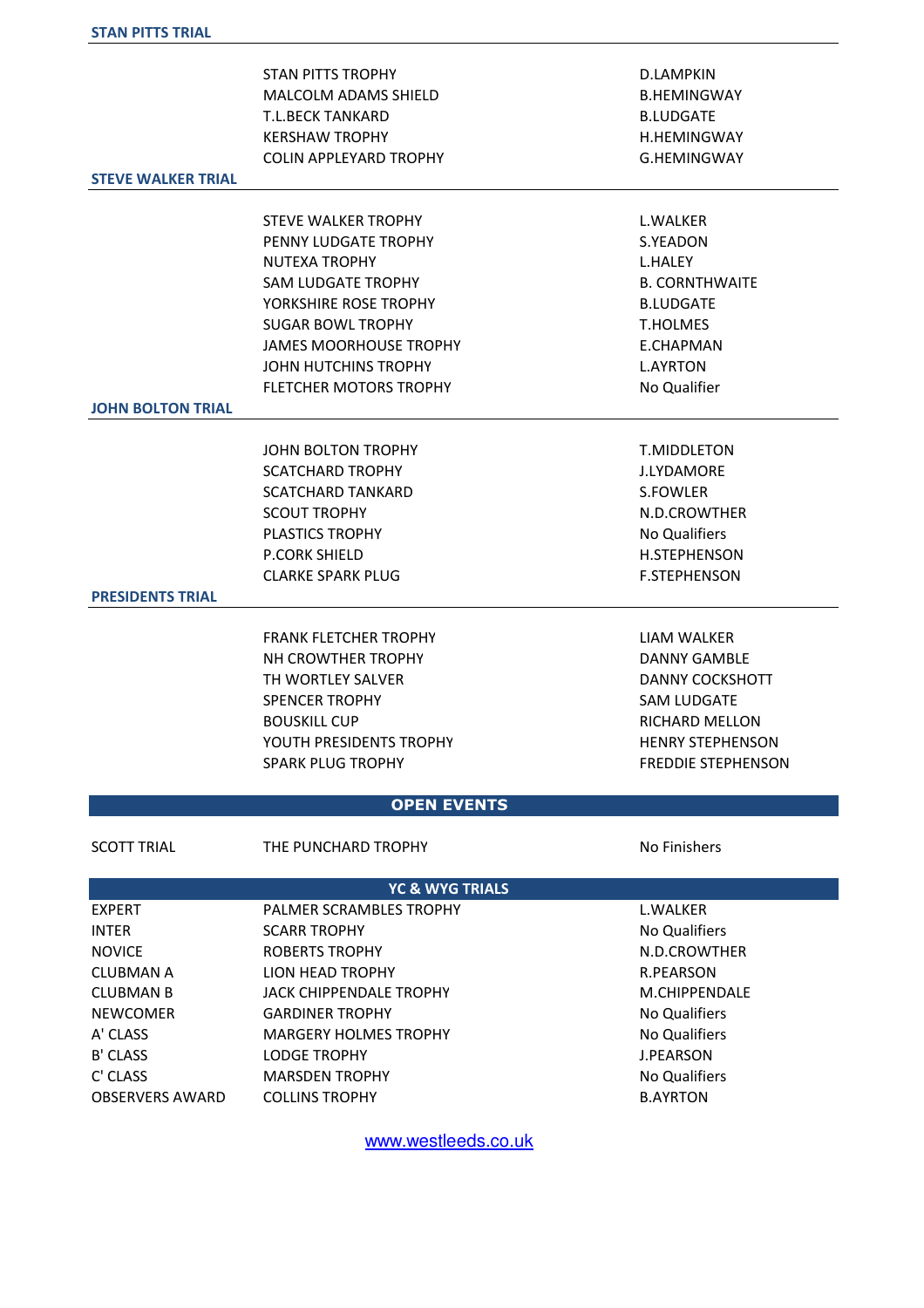## STAN PITTS TRIAL

| | |
|---|---|
| STAN PITTS TROPHY | D.LAMPKIN |
| MALCOLM ADAMS SHIELD | B.HEMINGWAY |
| T.L.BECK TANKARD | B.LUDGATE |
| KERSHAW TROPHY | H.HEMINGWAY |
| COLIN APPLEYARD TROPHY | G.HEMINGWAY |

## STEVE WALKER TRIAL

| | |
|---|---|
| STEVE WALKER TROPHY | L.WALKER |
| PENNY LUDGATE TROPHY | S.YEADON |
| NUTEXA TROPHY | L.HALEY |
| SAM LUDGATE TROPHY | B. CORNTHWAITE |
| YORKSHIRE ROSE TROPHY | B.LUDGATE |
| SUGAR BOWL TROPHY | T.HOLMES |
| JAMES MOORHOUSE TROPHY | E.CHAPMAN |
| JOHN HUTCHINS TROPHY | L.AYRTON |
| FLETCHER MOTORS TROPHY | No Qualifier |

## JOHN BOLTON TRIAL

| | |
|---|---|
| JOHN BOLTON TROPHY | T.MIDDLETON |
| SCATCHARD TROPHY | J.LYDAMORE |
| SCATCHARD TANKARD | S.FOWLER |
| SCOUT TROPHY | N.D.CROWTHER |
| PLASTICS TROPHY | No Qualifiers |
| P.CORK SHIELD | H.STEPHENSON |
| CLARKE SPARK PLUG | F.STEPHENSON |

## PRESIDENTS TRIAL

| | |
|---|---|
| FRANK FLETCHER TROPHY | LIAM WALKER |
| NH CROWTHER TROPHY | DANNY GAMBLE |
| TH WORTLEY SALVER | DANNY COCKSHOTT |
| SPENCER TROPHY | SAM LUDGATE |
| BOUSKILL CUP | RICHARD MELLON |
| YOUTH PRESIDENTS TROPHY | HENRY STEPHENSON |
| SPARK PLUG TROPHY | FREDDIE STEPHENSON |

## OPEN EVENTS

| | | |
|---|---|---|
| SCOTT TRIAL | THE PUNCHARD TROPHY | No Finishers |

## YC & WYG TRIALS

| | | |
|---|---|---|
| EXPERT | PALMER SCRAMBLES TROPHY | L.WALKER |
| INTER | SCARR TROPHY | No Qualifiers |
| NOVICE | ROBERTS TROPHY | N.D.CROWTHER |
| CLUBMAN A | LION HEAD TROPHY | R.PEARSON |
| CLUBMAN B | JACK CHIPPENDALE TROPHY | M.CHIPPENDALE |
| NEWCOMER | GARDINER TROPHY | No Qualifiers |
| A' CLASS | MARGERY HOLMES TROPHY | No Qualifiers |
| B' CLASS | LODGE TROPHY | J.PEARSON |
| C' CLASS | MARSDEN TROPHY | No Qualifiers |
| OBSERVERS AWARD | COLLINS TROPHY | B.AYRTON |

www.westleeds.co.uk